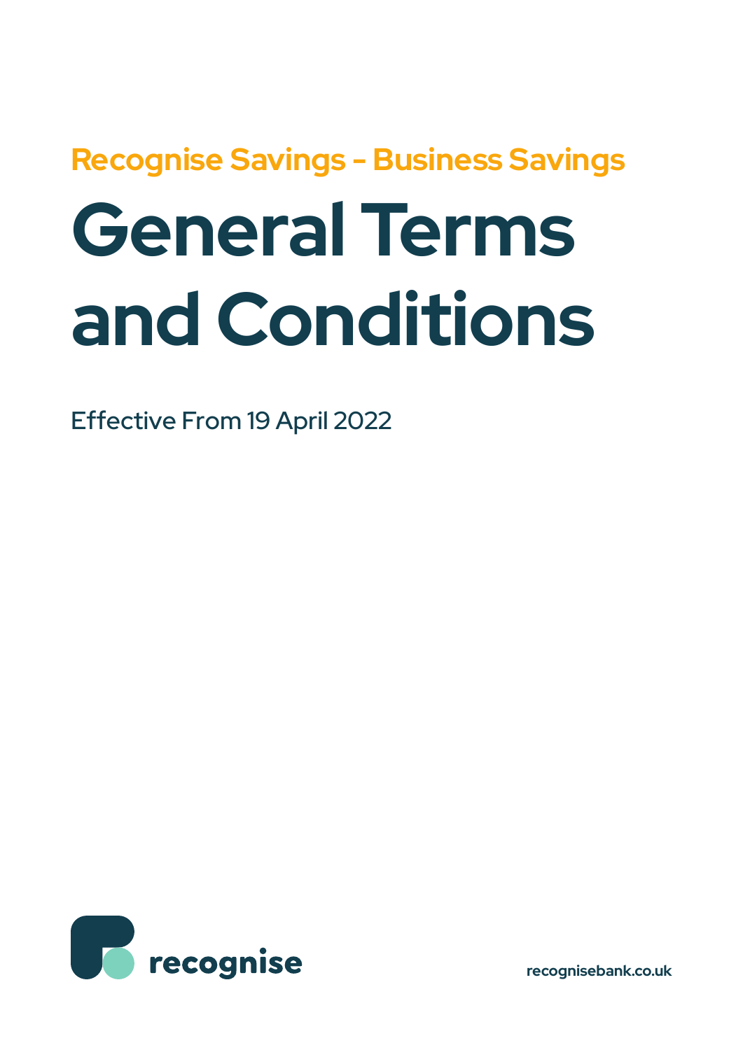Recognise Savings - Business Savings

# General Terms and Conditions

Effective From 19 April 2022

recognise

recognisebank.co.uk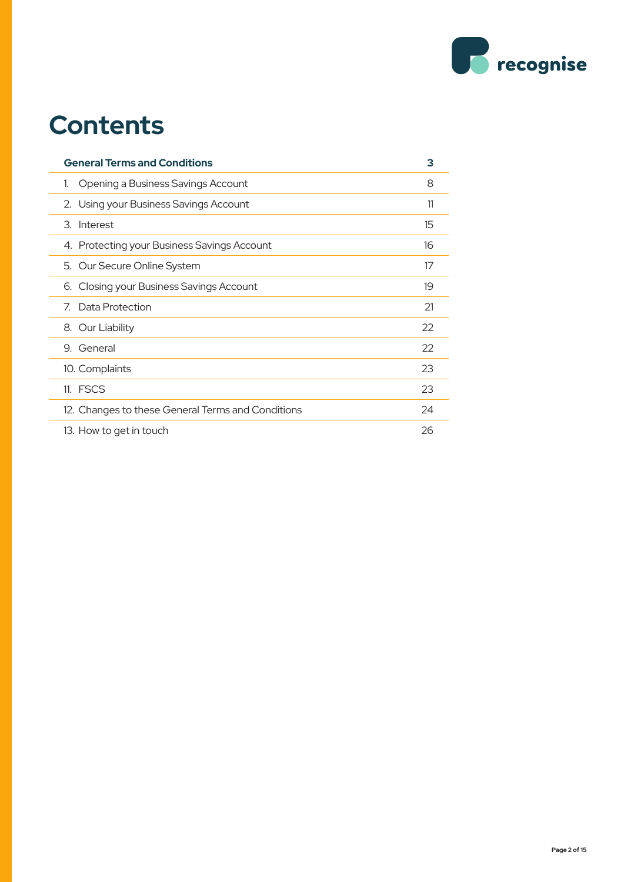# Contents

| General Terms and Conditions | 3 |
|---|---|
| 1. Opening a Business Savings Account | 8 |
| 2. Using your Business Savings Account | 11 |
| 3. Interest | 15 |
| 4. Protecting your Business Savings Account | 16 |
| 5. Our Secure Online System | 17 |
| 6. Closing your Business Savings Account | 19 |
| 7. Data Protection | 21 |
| 8. Our Liability | 22 |
| 9. General | 22 |
| 10. Complaints | 23 |
| 11. FSCS | 23 |
| 12. Changes to these General Terms and Conditions | 24 |
| 13. How to get in touch | 26 |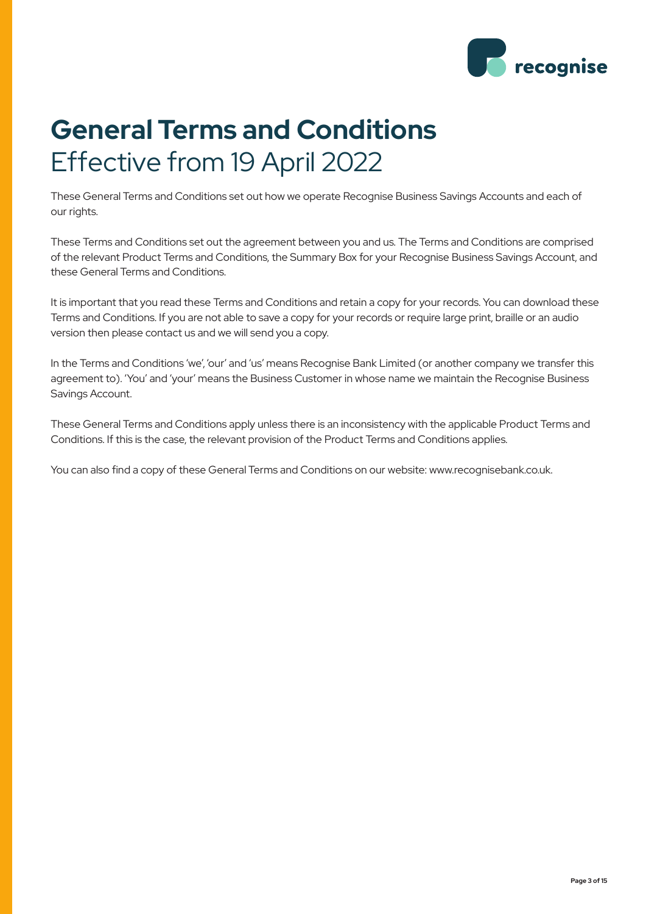# General Terms and Conditions

## Effective from 19 April 2022

These General Terms and Conditions set out how we operate Recognise Business Savings Accounts and each of our rights.

These Terms and Conditions set out the agreement between you and us. The Terms and Conditions are comprised of the relevant Product Terms and Conditions, the Summary Box for your Recognise Business Savings Account, and these General Terms and Conditions.

It is important that you read these Terms and Conditions and retain a copy for your records. You can download these Terms and Conditions. If you are not able to save a copy for your records or require large print, braille or an audio version then please contact us and we will send you a copy.

In the Terms and Conditions 'we', 'our' and 'us' means Recognise Bank Limited (or another company we transfer this agreement to). 'You' and 'your' means the Business Customer in whose name we maintain the Recognise Business Savings Account.

These General Terms and Conditions apply unless there is an inconsistency with the applicable Product Terms and Conditions. If this is the case, the relevant provision of the Product Terms and Conditions applies.

You can also find a copy of these General Terms and Conditions on our website: www.recognisebank.co.uk.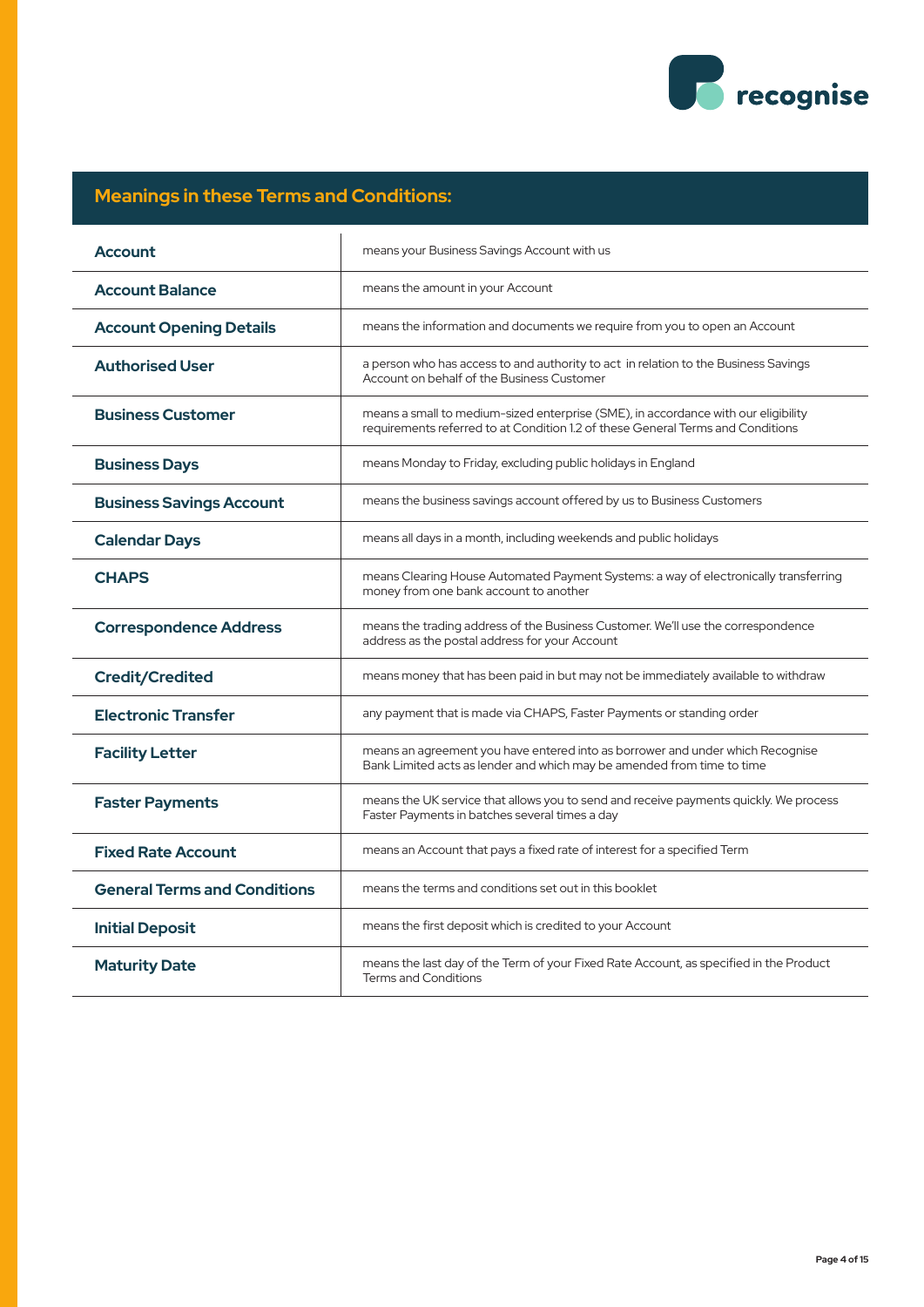## Meanings in these Terms and Conditions:

| Term | Meaning |
|---|---|
| **Account** | means your Business Savings Account with us |
| **Account Balance** | means the amount in your Account |
| **Account Opening Details** | means the information and documents we require from you to open an Account |
| **Authorised User** | a person who has access to and authority to act in relation to the Business Savings Account on behalf of the Business Customer |
| **Business Customer** | means a small to medium-sized enterprise (SME), in accordance with our eligibility requirements referred to at Condition 1.2 of these General Terms and Conditions |
| **Business Days** | means Monday to Friday, excluding public holidays in England |
| **Business Savings Account** | means the business savings account offered by us to Business Customers |
| **Calendar Days** | means all days in a month, including weekends and public holidays |
| **CHAPS** | means Clearing House Automated Payment Systems: a way of electronically transferring money from one bank account to another |
| **Correspondence Address** | means the trading address of the Business Customer. We'll use the correspondence address as the postal address for your Account |
| **Credit/Credited** | means money that has been paid in but may not be immediately available to withdraw |
| **Electronic Transfer** | any payment that is made via CHAPS, Faster Payments or standing order |
| **Facility Letter** | means an agreement you have entered into as borrower and under which Recognise Bank Limited acts as lender and which may be amended from time to time |
| **Faster Payments** | means the UK service that allows you to send and receive payments quickly. We process Faster Payments in batches several times a day |
| **Fixed Rate Account** | means an Account that pays a fixed rate of interest for a specified Term |
| **General Terms and Conditions** | means the terms and conditions set out in this booklet |
| **Initial Deposit** | means the first deposit which is credited to your Account |
| **Maturity Date** | means the last day of the Term of your Fixed Rate Account, as specified in the Product Terms and Conditions |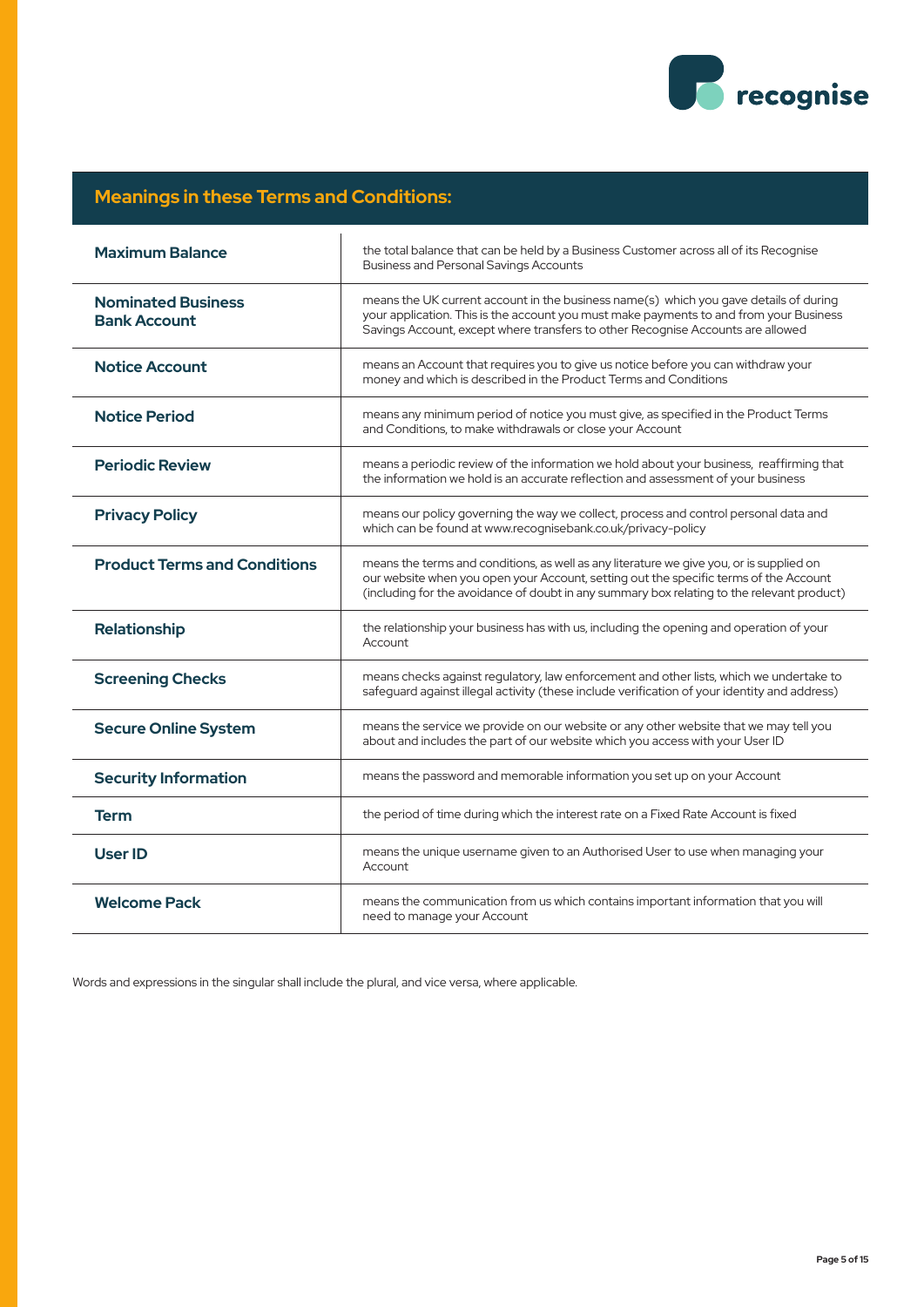## Meanings in these Terms and Conditions:

| Term | Meaning |
|---|---|
| **Maximum Balance** | the total balance that can be held by a Business Customer across all of its Recognise Business and Personal Savings Accounts |
| **Nominated Business Bank Account** | means the UK current account in the business name(s) which you gave details of during your application. This is the account you must make payments to and from your Business Savings Account, except where transfers to other Recognise Accounts are allowed |
| **Notice Account** | means an Account that requires you to give us notice before you can withdraw your money and which is described in the Product Terms and Conditions |
| **Notice Period** | means any minimum period of notice you must give, as specified in the Product Terms and Conditions, to make withdrawals or close your Account |
| **Periodic Review** | means a periodic review of the information we hold about your business, reaffirming that the information we hold is an accurate reflection and assessment of your business |
| **Privacy Policy** | means our policy governing the way we collect, process and control personal data and which can be found at www.recognisebank.co.uk/privacy-policy |
| **Product Terms and Conditions** | means the terms and conditions, as well as any literature we give you, or is supplied on our website when you open your Account, setting out the specific terms of the Account (including for the avoidance of doubt in any summary box relating to the relevant product) |
| **Relationship** | the relationship your business has with us, including the opening and operation of your Account |
| **Screening Checks** | means checks against regulatory, law enforcement and other lists, which we undertake to safeguard against illegal activity (these include verification of your identity and address) |
| **Secure Online System** | means the service we provide on our website or any other website that we may tell you about and includes the part of our website which you access with your User ID |
| **Security Information** | means the password and memorable information you set up on your Account |
| **Term** | the period of time during which the interest rate on a Fixed Rate Account is fixed |
| **User ID** | means the unique username given to an Authorised User to use when managing your Account |
| **Welcome Pack** | means the communication from us which contains important information that you will need to manage your Account |

Words and expressions in the singular shall include the plural, and vice versa, where applicable.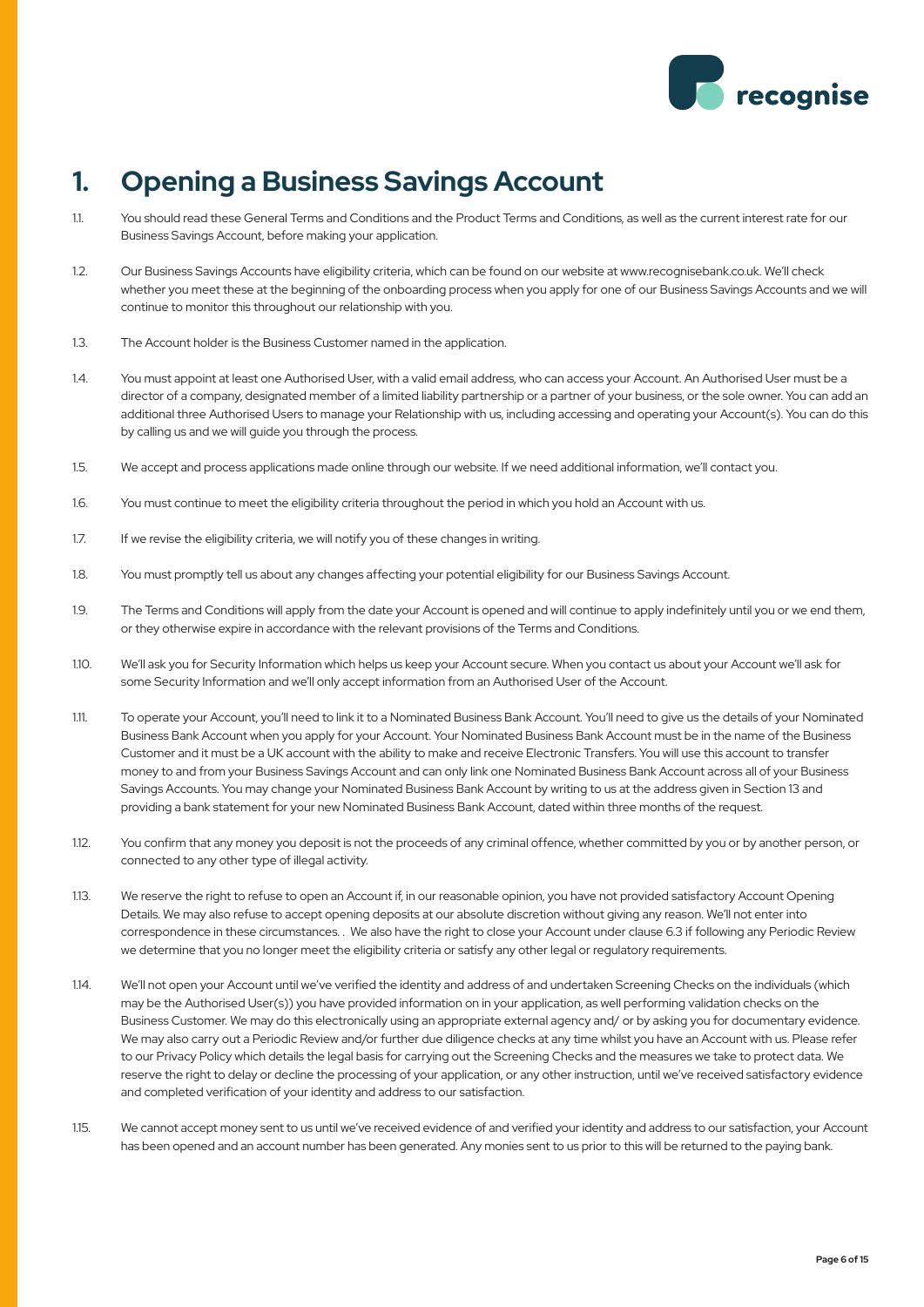# 1. Opening a Business Savings Account

1.1. You should read these General Terms and Conditions and the Product Terms and Conditions, as well as the current interest rate for our Business Savings Account, before making your application.

1.2. Our Business Savings Accounts have eligibility criteria, which can be found on our website at www.recognisebank.co.uk. We'll check whether you meet these at the beginning of the onboarding process when you apply for one of our Business Savings Accounts and we will continue to monitor this throughout our relationship with you.

1.3. The Account holder is the Business Customer named in the application.

1.4. You must appoint at least one Authorised User, with a valid email address, who can access your Account. An Authorised User must be a director of a company, designated member of a limited liability partnership or a partner of your business, or the sole owner. You can add an additional three Authorised Users to manage your Relationship with us, including accessing and operating your Account(s). You can do this by calling us and we will guide you through the process.

1.5. We accept and process applications made online through our website. If we need additional information, we'll contact you.

1.6. You must continue to meet the eligibility criteria throughout the period in which you hold an Account with us.

1.7. If we revise the eligibility criteria, we will notify you of these changes in writing.

1.8. You must promptly tell us about any changes affecting your potential eligibility for our Business Savings Account.

1.9. The Terms and Conditions will apply from the date your Account is opened and will continue to apply indefinitely until you or we end them, or they otherwise expire in accordance with the relevant provisions of the Terms and Conditions.

1.10. We'll ask you for Security Information which helps us keep your Account secure. When you contact us about your Account we'll ask for some Security Information and we'll only accept information from an Authorised User of the Account.

1.11. To operate your Account, you'll need to link it to a Nominated Business Bank Account. You'll need to give us the details of your Nominated Business Bank Account when you apply for your Account. Your Nominated Business Bank Account must be in the name of the Business Customer and it must be a UK account with the ability to make and receive Electronic Transfers. You will use this account to transfer money to and from your Business Savings Account and can only link one Nominated Business Bank Account across all of your Business Savings Accounts. You may change your Nominated Business Bank Account by writing to us at the address given in Section 13 and providing a bank statement for your new Nominated Business Bank Account, dated within three months of the request.

1.12. You confirm that any money you deposit is not the proceeds of any criminal offence, whether committed by you or by another person, or connected to any other type of illegal activity.

1.13. We reserve the right to refuse to open an Account if, in our reasonable opinion, you have not provided satisfactory Account Opening Details. We may also refuse to accept opening deposits at our absolute discretion without giving any reason. We'll not enter into correspondence in these circumstances. . We also have the right to close your Account under clause 6.3 if following any Periodic Review we determine that you no longer meet the eligibility criteria or satisfy any other legal or regulatory requirements.

1.14. We'll not open your Account until we've verified the identity and address of and undertaken Screening Checks on the individuals (which may be the Authorised User(s)) you have provided information on in your application, as well performing validation checks on the Business Customer. We may do this electronically using an appropriate external agency and/ or by asking you for documentary evidence. We may also carry out a Periodic Review and/or further due diligence checks at any time whilst you have an Account with us. Please refer to our Privacy Policy which details the legal basis for carrying out the Screening Checks and the measures we take to protect data. We reserve the right to delay or decline the processing of your application, or any other instruction, until we've received satisfactory evidence and completed verification of your identity and address to our satisfaction.

1.15. We cannot accept money sent to us until we've received evidence of and verified your identity and address to our satisfaction, your Account has been opened and an account number has been generated. Any monies sent to us prior to this will be returned to the paying bank.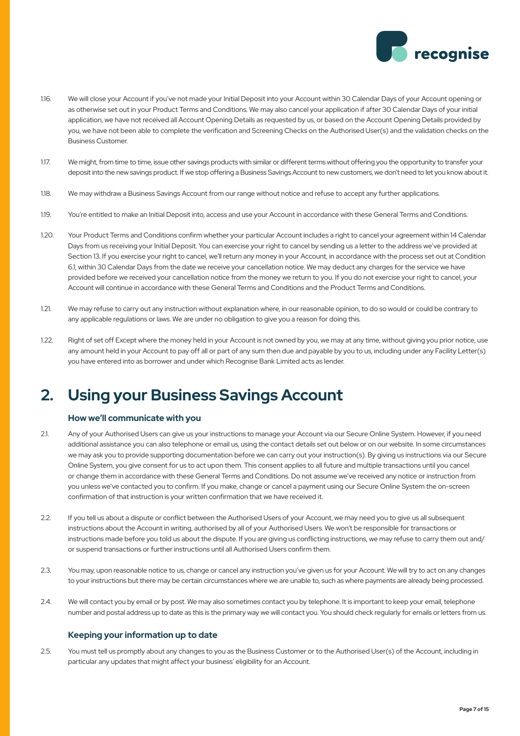1.16. We will close your Account if you've not made your Initial Deposit into your Account within 30 Calendar Days of your Account opening or as otherwise set out in your Product Terms and Conditions. We may also cancel your application if after 30 Calendar Days of your initial application, we have not received all Account Opening Details as requested by us, or based on the Account Opening Details provided by you, we have not been able to complete the verification and Screening Checks on the Authorised User(s) and the validation checks on the Business Customer.

1.17. We might, from time to time, issue other savings products with similar or different terms without offering you the opportunity to transfer your deposit into the new savings product. If we stop offering a Business Savings Account to new customers, we don't need to let you know about it.

1.18. We may withdraw a Business Savings Account from our range without notice and refuse to accept any further applications.

1.19. You're entitled to make an Initial Deposit into, access and use your Account in accordance with these General Terms and Conditions.

1.20. Your Product Terms and Conditions confirm whether your particular Account includes a right to cancel your agreement within 14 Calendar Days from us receiving your Initial Deposit. You can exercise your right to cancel by sending us a letter to the address we've provided at Section 13. If you exercise your right to cancel, we'll return any money in your Account, in accordance with the process set out at Condition 6.1, within 30 Calendar Days from the date we receive your cancellation notice. We may deduct any charges for the service we have provided before we received your cancellation notice from the money we return to you. If you do not exercise your right to cancel, your Account will continue in accordance with these General Terms and Conditions and the Product Terms and Conditions.

1.21. We may refuse to carry out any instruction without explanation where, in our reasonable opinion, to do so would or could be contrary to any applicable regulations or laws. We are under no obligation to give you a reason for doing this.

1.22. Right of set off Except where the money held in your Account is not owned by you, we may at any time, without giving you prior notice, use any amount held in your Account to pay off all or part of any sum then due and payable by you to us, including under any Facility Letter(s) you have entered into as borrower and under which Recognise Bank Limited acts as lender.

# 2. Using your Business Savings Account

### How we'll communicate with you

2.1. Any of your Authorised Users can give us your instructions to manage your Account via our Secure Online System. However, if you need additional assistance you can also telephone or email us, using the contact details set out below or on our website. In some circumstances we may ask you to provide supporting documentation before we can carry out your instruction(s). By giving us instructions via our Secure Online System, you give consent for us to act upon them. This consent applies to all future and multiple transactions until you cancel or change them in accordance with these General Terms and Conditions. Do not assume we've received any notice or instruction from you unless we've contacted you to confirm. If you make, change or cancel a payment using our Secure Online System the on-screen confirmation of that instruction is your written confirmation that we have received it.

2.2. If you tell us about a dispute or conflict between the Authorised Users of your Account, we may need you to give us all subsequent instructions about the Account in writing, authorised by all of your Authorised Users. We won't be responsible for transactions or instructions made before you told us about the dispute. If you are giving us conflicting instructions, we may refuse to carry them out and/or suspend transactions or further instructions until all Authorised Users confirm them.

2.3. You may, upon reasonable notice to us, change or cancel any instruction you've given us for your Account. We will try to act on any changes to your instructions but there may be certain circumstances where we are unable to, such as where payments are already being processed.

2.4. We will contact you by email or by post. We may also sometimes contact you by telephone. It is important to keep your email, telephone number and postal address up to date as this is the primary way we will contact you. You should check regularly for emails or letters from us.

### Keeping your information up to date

2.5. You must tell us promptly about any changes to you as the Business Customer or to the Authorised User(s) of the Account, including in particular any updates that might affect your business' eligibility for an Account.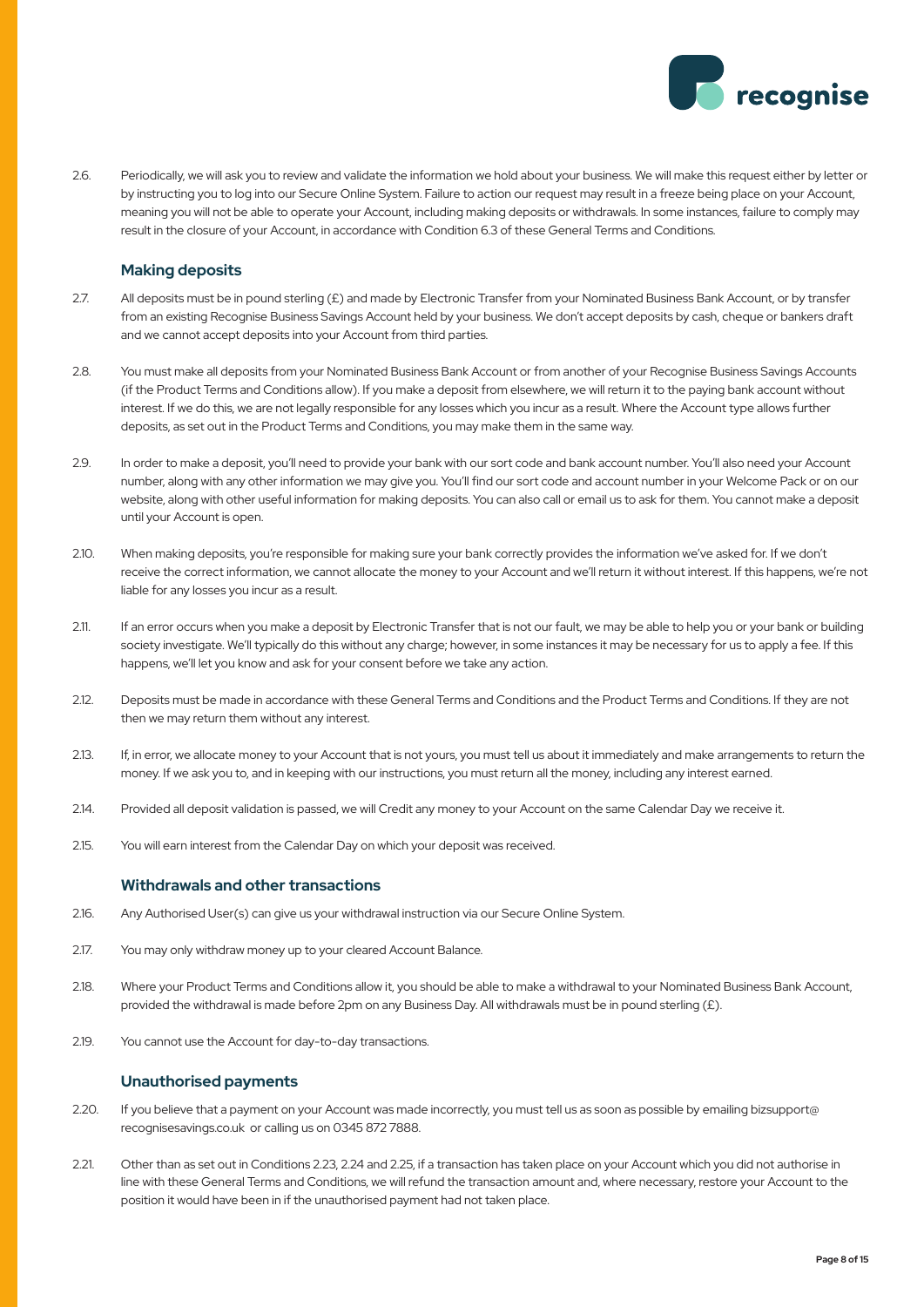2.6. Periodically, we will ask you to review and validate the information we hold about your business. We will make this request either by letter or by instructing you to log into our Secure Online System. Failure to action our request may result in a freeze being place on your Account, meaning you will not be able to operate your Account, including making deposits or withdrawals. In some instances, failure to comply may result in the closure of your Account, in accordance with Condition 6.3 of these General Terms and Conditions.

### Making deposits

2.7. All deposits must be in pound sterling (£) and made by Electronic Transfer from your Nominated Business Bank Account, or by transfer from an existing Recognise Business Savings Account held by your business. We don't accept deposits by cash, cheque or bankers draft and we cannot accept deposits into your Account from third parties.

2.8. You must make all deposits from your Nominated Business Bank Account or from another of your Recognise Business Savings Accounts (if the Product Terms and Conditions allow). If you make a deposit from elsewhere, we will return it to the paying bank account without interest. If we do this, we are not legally responsible for any losses which you incur as a result. Where the Account type allows further deposits, as set out in the Product Terms and Conditions, you may make them in the same way.

2.9. In order to make a deposit, you'll need to provide your bank with our sort code and bank account number. You'll also need your Account number, along with any other information we may give you. You'll find our sort code and account number in your Welcome Pack or on our website, along with other useful information for making deposits. You can also call or email us to ask for them. You cannot make a deposit until your Account is open.

2.10. When making deposits, you're responsible for making sure your bank correctly provides the information we've asked for. If we don't receive the correct information, we cannot allocate the money to your Account and we'll return it without interest. If this happens, we're not liable for any losses you incur as a result.

2.11. If an error occurs when you make a deposit by Electronic Transfer that is not our fault, we may be able to help you or your bank or building society investigate. We'll typically do this without any charge; however, in some instances it may be necessary for us to apply a fee. If this happens, we'll let you know and ask for your consent before we take any action.

2.12. Deposits must be made in accordance with these General Terms and Conditions and the Product Terms and Conditions. If they are not then we may return them without any interest.

2.13. If, in error, we allocate money to your Account that is not yours, you must tell us about it immediately and make arrangements to return the money. If we ask you to, and in keeping with our instructions, you must return all the money, including any interest earned.

2.14. Provided all deposit validation is passed, we will Credit any money to your Account on the same Calendar Day we receive it.

2.15. You will earn interest from the Calendar Day on which your deposit was received.

### Withdrawals and other transactions

2.16. Any Authorised User(s) can give us your withdrawal instruction via our Secure Online System.

2.17. You may only withdraw money up to your cleared Account Balance.

2.18. Where your Product Terms and Conditions allow it, you should be able to make a withdrawal to your Nominated Business Bank Account, provided the withdrawal is made before 2pm on any Business Day. All withdrawals must be in pound sterling (£).

2.19. You cannot use the Account for day-to-day transactions.

### Unauthorised payments

2.20. If you believe that a payment on your Account was made incorrectly, you must tell us as soon as possible by emailing bizsupport@recognisesavings.co.uk or calling us on 0345 872 7888.

2.21. Other than as set out in Conditions 2.23, 2.24 and 2.25, if a transaction has taken place on your Account which you did not authorise in line with these General Terms and Conditions, we will refund the transaction amount and, where necessary, restore your Account to the position it would have been in if the unauthorised payment had not taken place.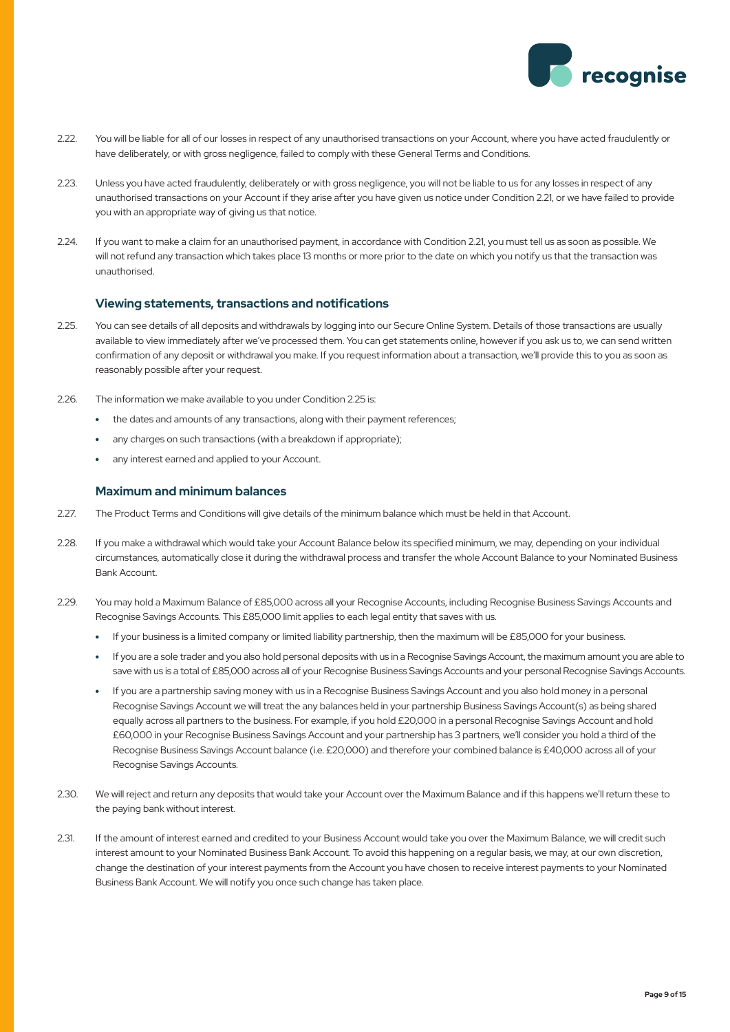2.22. You will be liable for all of our losses in respect of any unauthorised transactions on your Account, where you have acted fraudulently or have deliberately, or with gross negligence, failed to comply with these General Terms and Conditions.

2.23. Unless you have acted fraudulently, deliberately or with gross negligence, you will not be liable to us for any losses in respect of any unauthorised transactions on your Account if they arise after you have given us notice under Condition 2.21, or we have failed to provide you with an appropriate way of giving us that notice.

2.24. If you want to make a claim for an unauthorised payment, in accordance with Condition 2.21, you must tell us as soon as possible. We will not refund any transaction which takes place 13 months or more prior to the date on which you notify us that the transaction was unauthorised.

### Viewing statements, transactions and notifications

2.25. You can see details of all deposits and withdrawals by logging into our Secure Online System. Details of those transactions are usually available to view immediately after we've processed them. You can get statements online, however if you ask us to, we can send written confirmation of any deposit or withdrawal you make. If you request information about a transaction, we'll provide this to you as soon as reasonably possible after your request.

2.26. The information we make available to you under Condition 2.25 is:

- the dates and amounts of any transactions, along with their payment references;
- any charges on such transactions (with a breakdown if appropriate);
- any interest earned and applied to your Account.

### Maximum and minimum balances

2.27. The Product Terms and Conditions will give details of the minimum balance which must be held in that Account.

2.28. If you make a withdrawal which would take your Account Balance below its specified minimum, we may, depending on your individual circumstances, automatically close it during the withdrawal process and transfer the whole Account Balance to your Nominated Business Bank Account.

2.29. You may hold a Maximum Balance of £85,000 across all your Recognise Accounts, including Recognise Business Savings Accounts and Recognise Savings Accounts. This £85,000 limit applies to each legal entity that saves with us.

- If your business is a limited company or limited liability partnership, then the maximum will be £85,000 for your business.
- If you are a sole trader and you also hold personal deposits with us in a Recognise Savings Account, the maximum amount you are able to save with us is a total of £85,000 across all of your Recognise Business Savings Accounts and your personal Recognise Savings Accounts.
- If you are a partnership saving money with us in a Recognise Business Savings Account and you also hold money in a personal Recognise Savings Account we will treat the any balances held in your partnership Business Savings Account(s) as being shared equally across all partners to the business. For example, if you hold £20,000 in a personal Recognise Savings Account and hold £60,000 in your Recognise Business Savings Account and your partnership has 3 partners, we'll consider you hold a third of the Recognise Business Savings Account balance (i.e. £20,000) and therefore your combined balance is £40,000 across all of your Recognise Savings Accounts.

2.30. We will reject and return any deposits that would take your Account over the Maximum Balance and if this happens we'll return these to the paying bank without interest.

2.31. If the amount of interest earned and credited to your Business Account would take you over the Maximum Balance, we will credit such interest amount to your Nominated Business Bank Account. To avoid this happening on a regular basis, we may, at our own discretion, change the destination of your interest payments from the Account you have chosen to receive interest payments to your Nominated Business Bank Account. We will notify you once such change has taken place.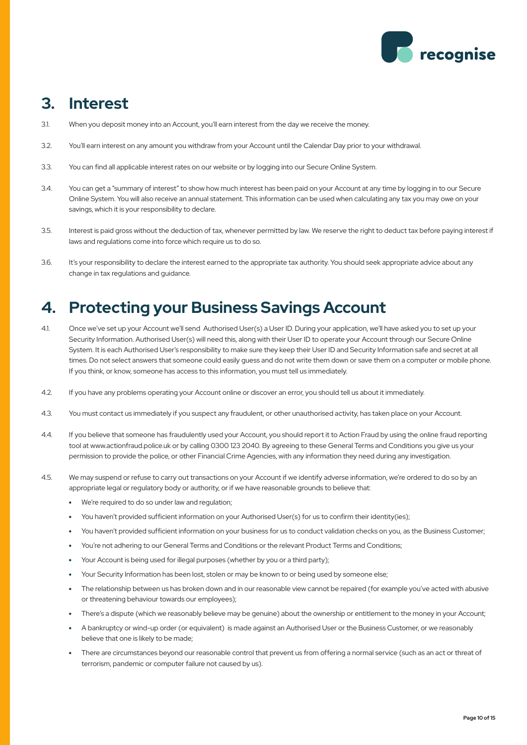## 3. Interest

3.1. When you deposit money into an Account, you'll earn interest from the day we receive the money.

3.2. You'll earn interest on any amount you withdraw from your Account until the Calendar Day prior to your withdrawal.

3.3. You can find all applicable interest rates on our website or by logging into our Secure Online System.

3.4. You can get a "summary of interest" to show how much interest has been paid on your Account at any time by logging in to our Secure Online System. You will also receive an annual statement. This information can be used when calculating any tax you may owe on your savings, which it is your responsibility to declare.

3.5. Interest is paid gross without the deduction of tax, whenever permitted by law. We reserve the right to deduct tax before paying interest if laws and regulations come into force which require us to do so.

3.6. It's your responsibility to declare the interest earned to the appropriate tax authority. You should seek appropriate advice about any change in tax regulations and guidance.

## 4. Protecting your Business Savings Account

4.1. Once we've set up your Account we'll send Authorised User(s) a User ID. During your application, we'll have asked you to set up your Security Information. Authorised User(s) will need this, along with their User ID to operate your Account through our Secure Online System. It is each Authorised User's responsibility to make sure they keep their User ID and Security Information safe and secret at all times. Do not select answers that someone could easily guess and do not write them down or save them on a computer or mobile phone. If you think, or know, someone has access to this information, you must tell us immediately.

4.2. If you have any problems operating your Account online or discover an error, you should tell us about it immediately.

4.3. You must contact us immediately if you suspect any fraudulent, or other unauthorised activity, has taken place on your Account.

4.4. If you believe that someone has fraudulently used your Account, you should report it to Action Fraud by using the online fraud reporting tool at www.actionfraud.police.uk or by calling 0300 123 2040. By agreeing to these General Terms and Conditions you give us your permission to provide the police, or other Financial Crime Agencies, with any information they need during any investigation.

4.5. We may suspend or refuse to carry out transactions on your Account if we identify adverse information, we're ordered to do so by an appropriate legal or regulatory body or authority, or if we have reasonable grounds to believe that:

- We're required to do so under law and regulation;
- You haven't provided sufficient information on your Authorised User(s) for us to confirm their identity(ies);
- You haven't provided sufficient information on your business for us to conduct validation checks on you, as the Business Customer;
- You're not adhering to our General Terms and Conditions or the relevant Product Terms and Conditions;
- Your Account is being used for illegal purposes (whether by you or a third party);
- Your Security Information has been lost, stolen or may be known to or being used by someone else;
- The relationship between us has broken down and in our reasonable view cannot be repaired (for example you've acted with abusive or threatening behaviour towards our employees);
- There's a dispute (which we reasonably believe may be genuine) about the ownership or entitlement to the money in your Account;
- A bankruptcy or wind-up order (or equivalent) is made against an Authorised User or the Business Customer, or we reasonably believe that one is likely to be made;
- There are circumstances beyond our reasonable control that prevent us from offering a normal service (such as an act or threat of terrorism, pandemic or computer failure not caused by us).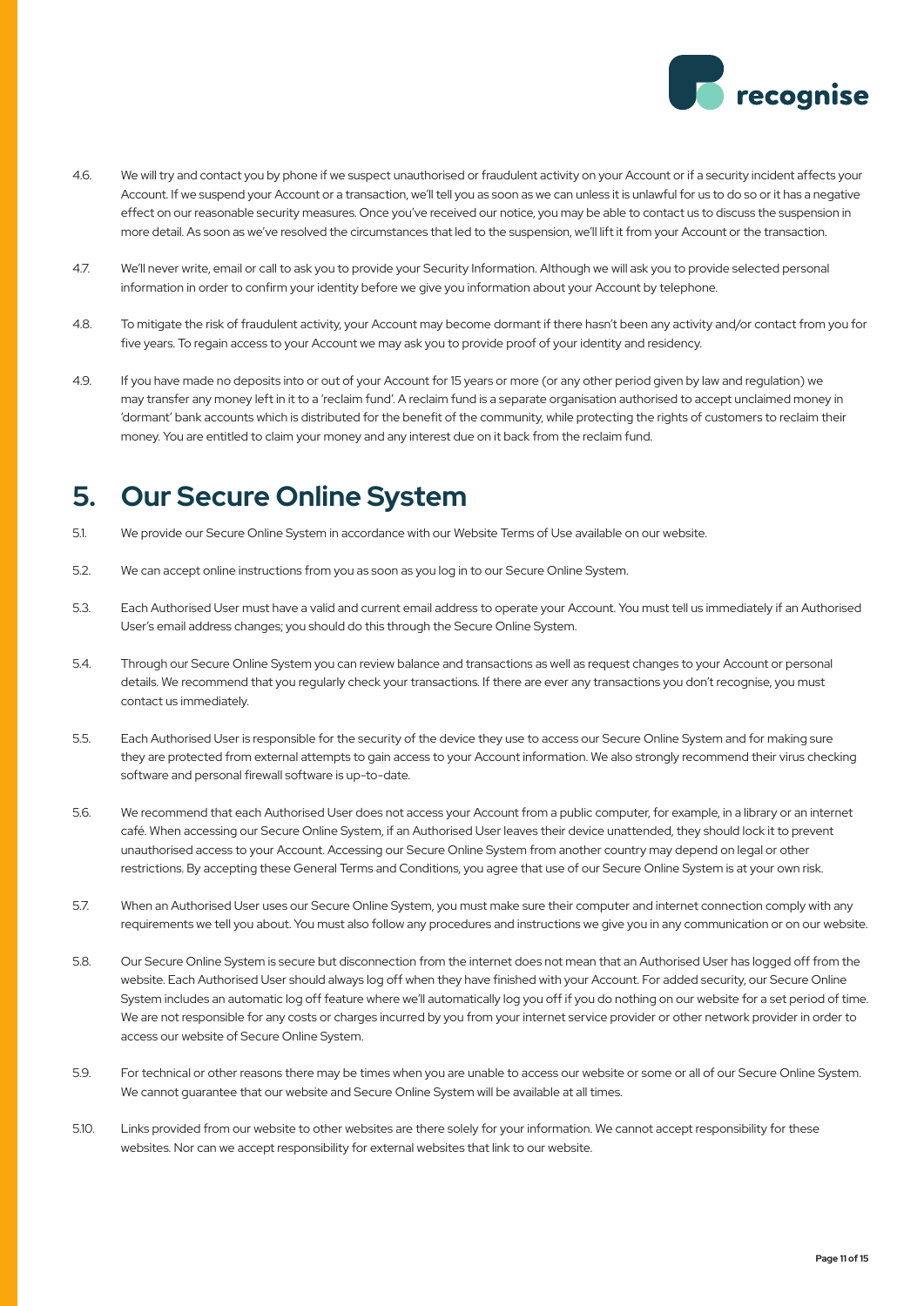4.6. We will try and contact you by phone if we suspect unauthorised or fraudulent activity on your Account or if a security incident affects your Account. If we suspend your Account or a transaction, we'll tell you as soon as we can unless it is unlawful for us to do so or it has a negative effect on our reasonable security measures. Once you've received our notice, you may be able to contact us to discuss the suspension in more detail. As soon as we've resolved the circumstances that led to the suspension, we'll lift it from your Account or the transaction.

4.7. We'll never write, email or call to ask you to provide your Security Information. Although we will ask you to provide selected personal information in order to confirm your identity before we give you information about your Account by telephone.

4.8. To mitigate the risk of fraudulent activity, your Account may become dormant if there hasn't been any activity and/or contact from you for five years. To regain access to your Account we may ask you to provide proof of your identity and residency.

4.9. If you have made no deposits into or out of your Account for 15 years or more (or any other period given by law and regulation) we may transfer any money left in it to a 'reclaim fund'. A reclaim fund is a separate organisation authorised to accept unclaimed money in 'dormant' bank accounts which is distributed for the benefit of the community, while protecting the rights of customers to reclaim their money. You are entitled to claim your money and any interest due on it back from the reclaim fund.

# 5. Our Secure Online System

5.1. We provide our Secure Online System in accordance with our Website Terms of Use available on our website.

5.2. We can accept online instructions from you as soon as you log in to our Secure Online System.

5.3. Each Authorised User must have a valid and current email address to operate your Account. You must tell us immediately if an Authorised User's email address changes; you should do this through the Secure Online System.

5.4. Through our Secure Online System you can review balance and transactions as well as request changes to your Account or personal details. We recommend that you regularly check your transactions. If there are ever any transactions you don't recognise, you must contact us immediately.

5.5. Each Authorised User is responsible for the security of the device they use to access our Secure Online System and for making sure they are protected from external attempts to gain access to your Account information. We also strongly recommend their virus checking software and personal firewall software is up-to-date.

5.6. We recommend that each Authorised User does not access your Account from a public computer, for example, in a library or an internet café. When accessing our Secure Online System, if an Authorised User leaves their device unattended, they should lock it to prevent unauthorised access to your Account. Accessing our Secure Online System from another country may depend on legal or other restrictions. By accepting these General Terms and Conditions, you agree that use of our Secure Online System is at your own risk.

5.7. When an Authorised User uses our Secure Online System, you must make sure their computer and internet connection comply with any requirements we tell you about. You must also follow any procedures and instructions we give you in any communication or on our website.

5.8. Our Secure Online System is secure but disconnection from the internet does not mean that an Authorised User has logged off from the website. Each Authorised User should always log off when they have finished with your Account. For added security, our Secure Online System includes an automatic log off feature where we'll automatically log you off if you do nothing on our website for a set period of time. We are not responsible for any costs or charges incurred by you from your internet service provider or other network provider in order to access our website of Secure Online System.

5.9. For technical or other reasons there may be times when you are unable to access our website or some or all of our Secure Online System. We cannot guarantee that our website and Secure Online System will be available at all times.

5.10. Links provided from our website to other websites are there solely for your information. We cannot accept responsibility for these websites. Nor can we accept responsibility for external websites that link to our website.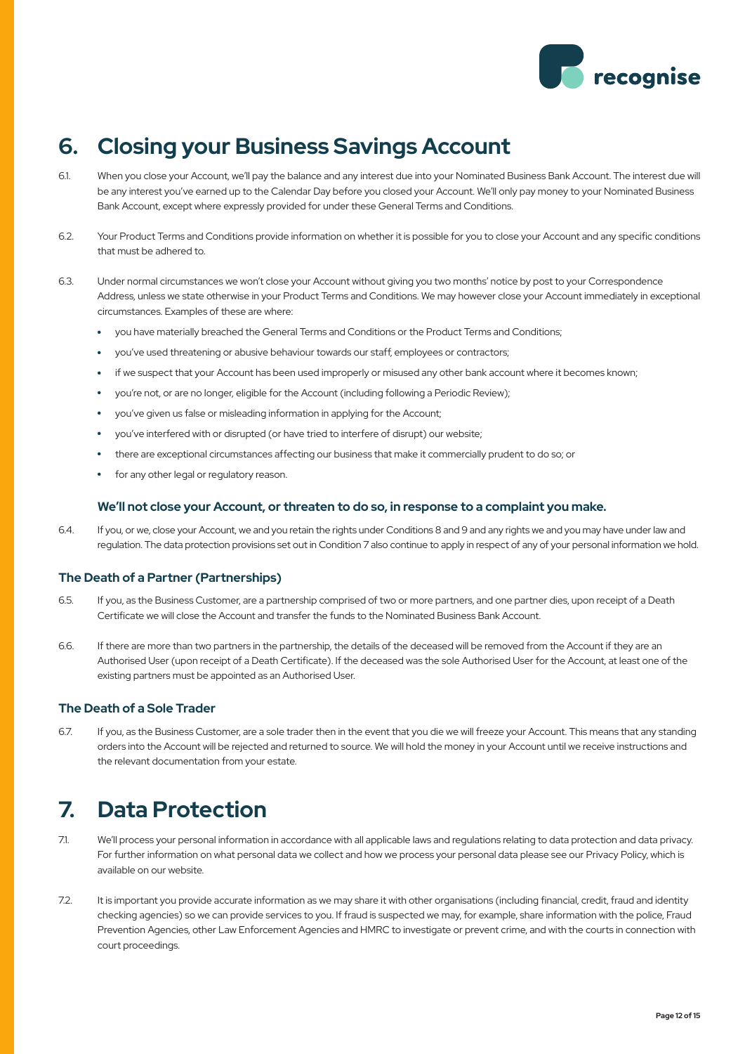# 6. Closing your Business Savings Account

6.1. When you close your Account, we'll pay the balance and any interest due into your Nominated Business Bank Account. The interest due will be any interest you've earned up to the Calendar Day before you closed your Account. We'll only pay money to your Nominated Business Bank Account, except where expressly provided for under these General Terms and Conditions.

6.2. Your Product Terms and Conditions provide information on whether it is possible for you to close your Account and any specific conditions that must be adhered to.

6.3. Under normal circumstances we won't close your Account without giving you two months' notice by post to your Correspondence Address, unless we state otherwise in your Product Terms and Conditions. We may however close your Account immediately in exceptional circumstances. Examples of these are where:

- you have materially breached the General Terms and Conditions or the Product Terms and Conditions;
- you've used threatening or abusive behaviour towards our staff, employees or contractors;
- if we suspect that your Account has been used improperly or misused any other bank account where it becomes known;
- you're not, or are no longer, eligible for the Account (including following a Periodic Review);
- you've given us false or misleading information in applying for the Account;
- you've interfered with or disrupted (or have tried to interfere of disrupt) our website;
- there are exceptional circumstances affecting our business that make it commercially prudent to do so; or
- for any other legal or regulatory reason.

**We'll not close your Account, or threaten to do so, in response to a complaint you make.**

6.4. If you, or we, close your Account, we and you retain the rights under Conditions 8 and 9 and any rights we and you may have under law and regulation. The data protection provisions set out in Condition 7 also continue to apply in respect of any of your personal information we hold.

### The Death of a Partner (Partnerships)

6.5. If you, as the Business Customer, are a partnership comprised of two or more partners, and one partner dies, upon receipt of a Death Certificate we will close the Account and transfer the funds to the Nominated Business Bank Account.

6.6. If there are more than two partners in the partnership, the details of the deceased will be removed from the Account if they are an Authorised User (upon receipt of a Death Certificate). If the deceased was the sole Authorised User for the Account, at least one of the existing partners must be appointed as an Authorised User.

### The Death of a Sole Trader

6.7. If you, as the Business Customer, are a sole trader then in the event that you die we will freeze your Account. This means that any standing orders into the Account will be rejected and returned to source. We will hold the money in your Account until we receive instructions and the relevant documentation from your estate.

# 7. Data Protection

7.1. We'll process your personal information in accordance with all applicable laws and regulations relating to data protection and data privacy. For further information on what personal data we collect and how we process your personal data please see our Privacy Policy, which is available on our website.

7.2. It is important you provide accurate information as we may share it with other organisations (including financial, credit, fraud and identity checking agencies) so we can provide services to you. If fraud is suspected we may, for example, share information with the police, Fraud Prevention Agencies, other Law Enforcement Agencies and HMRC to investigate or prevent crime, and with the courts in connection with court proceedings.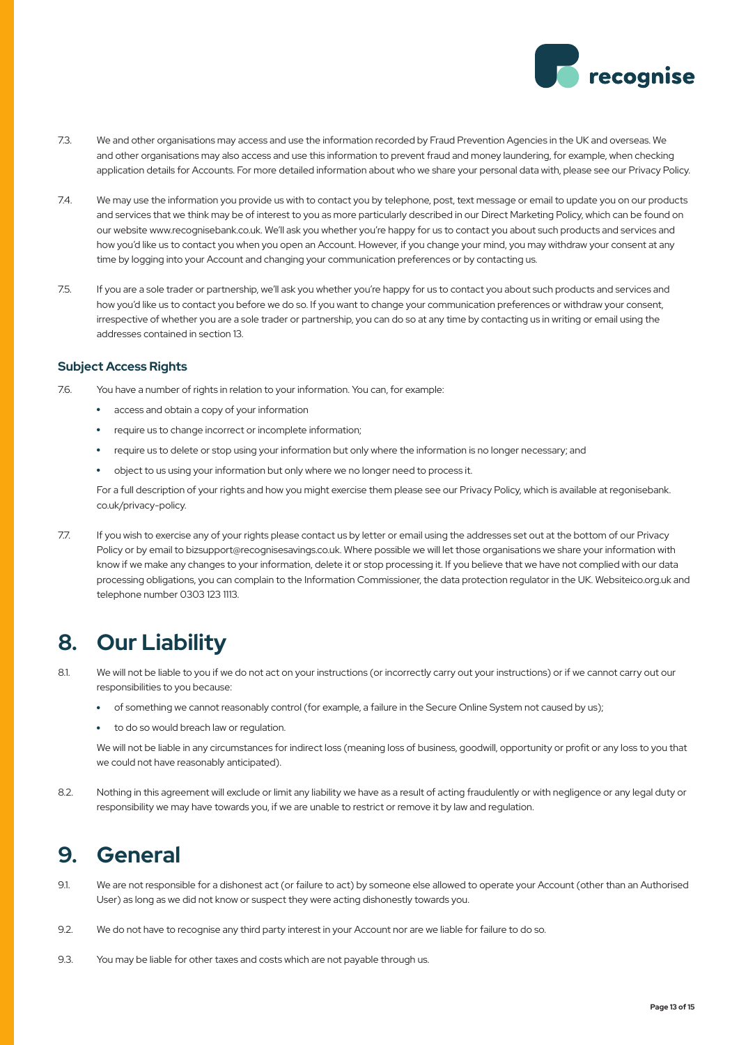7.3. We and other organisations may access and use the information recorded by Fraud Prevention Agencies in the UK and overseas. We and other organisations may also access and use this information to prevent fraud and money laundering, for example, when checking application details for Accounts. For more detailed information about who we share your personal data with, please see our Privacy Policy.

7.4. We may use the information you provide us with to contact you by telephone, post, text message or email to update you on our products and services that we think may be of interest to you as more particularly described in our Direct Marketing Policy, which can be found on our website www.recognisebank.co.uk. We'll ask you whether you're happy for us to contact you about such products and services and how you'd like us to contact you when you open an Account. However, if you change your mind, you may withdraw your consent at any time by logging into your Account and changing your communication preferences or by contacting us.

7.5. If you are a sole trader or partnership, we'll ask you whether you're happy for us to contact you about such products and services and how you'd like us to contact you before we do so. If you want to change your communication preferences or withdraw your consent, irrespective of whether you are a sole trader or partnership, you can do so at any time by contacting us in writing or email using the addresses contained in section 13.

### Subject Access Rights

7.6. You have a number of rights in relation to your information. You can, for example:

- access and obtain a copy of your information
- require us to change incorrect or incomplete information;
- require us to delete or stop using your information but only where the information is no longer necessary; and
- object to us using your information but only where we no longer need to process it.

For a full description of your rights and how you might exercise them please see our Privacy Policy, which is available at regonisebank.co.uk/privacy-policy.

7.7. If you wish to exercise any of your rights please contact us by letter or email using the addresses set out at the bottom of our Privacy Policy or by email to bizsupport@recognisesavings.co.uk. Where possible we will let those organisations we share your information with know if we make any changes to your information, delete it or stop processing it. If you believe that we have not complied with our data processing obligations, you can complain to the Information Commissioner, the data protection regulator in the UK. Websiteico.org.uk and telephone number 0303 123 1113.

# 8. Our Liability

8.1. We will not be liable to you if we do not act on your instructions (or incorrectly carry out your instructions) or if we cannot carry out our responsibilities to you because:

- of something we cannot reasonably control (for example, a failure in the Secure Online System not caused by us);
- to do so would breach law or regulation.

We will not be liable in any circumstances for indirect loss (meaning loss of business, goodwill, opportunity or profit or any loss to you that we could not have reasonably anticipated).

8.2. Nothing in this agreement will exclude or limit any liability we have as a result of acting fraudulently or with negligence or any legal duty or responsibility we may have towards you, if we are unable to restrict or remove it by law and regulation.

# 9. General

9.1. We are not responsible for a dishonest act (or failure to act) by someone else allowed to operate your Account (other than an Authorised User) as long as we did not know or suspect they were acting dishonestly towards you.

9.2. We do not have to recognise any third party interest in your Account nor are we liable for failure to do so.

9.3. You may be liable for other taxes and costs which are not payable through us.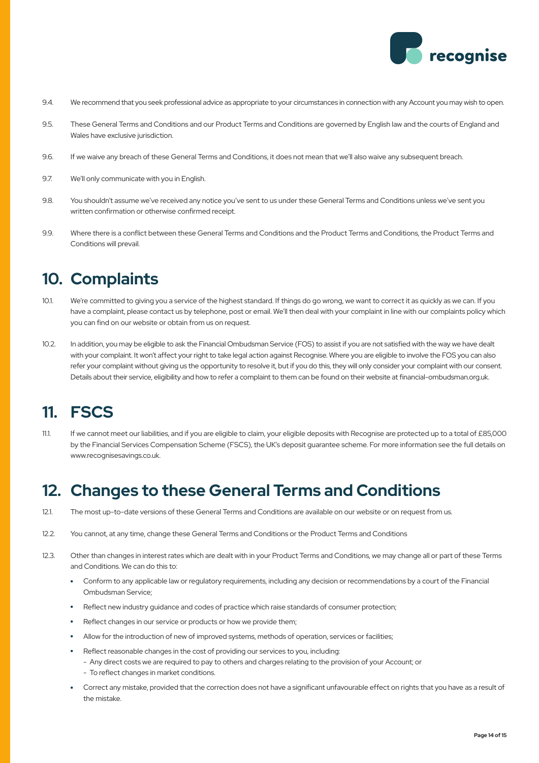9.4. We recommend that you seek professional advice as appropriate to your circumstances in connection with any Account you may wish to open.

9.5. These General Terms and Conditions and our Product Terms and Conditions are governed by English law and the courts of England and Wales have exclusive jurisdiction.

9.6. If we waive any breach of these General Terms and Conditions, it does not mean that we'll also waive any subsequent breach.

9.7. We'll only communicate with you in English.

9.8. You shouldn't assume we've received any notice you've sent to us under these General Terms and Conditions unless we've sent you written confirmation or otherwise confirmed receipt.

9.9. Where there is a conflict between these General Terms and Conditions and the Product Terms and Conditions, the Product Terms and Conditions will prevail.

# 10. Complaints

10.1. We're committed to giving you a service of the highest standard. If things do go wrong, we want to correct it as quickly as we can. If you have a complaint, please contact us by telephone, post or email. We'll then deal with your complaint in line with our complaints policy which you can find on our website or obtain from us on request.

10.2. In addition, you may be eligible to ask the Financial Ombudsman Service (FOS) to assist if you are not satisfied with the way we have dealt with your complaint. It won't affect your right to take legal action against Recognise. Where you are eligible to involve the FOS you can also refer your complaint without giving us the opportunity to resolve it, but if you do this, they will only consider your complaint with our consent. Details about their service, eligibility and how to refer a complaint to them can be found on their website at financial-ombudsman.org.uk.

# 11. FSCS

11.1. If we cannot meet our liabilities, and if you are eligible to claim, your eligible deposits with Recognise are protected up to a total of £85,000 by the Financial Services Compensation Scheme (FSCS), the UK's deposit guarantee scheme. For more information see the full details on www.recognisesavings.co.uk.

# 12. Changes to these General Terms and Conditions

12.1. The most up-to-date versions of these General Terms and Conditions are available on our website or on request from us.

12.2. You cannot, at any time, change these General Terms and Conditions or the Product Terms and Conditions

12.3. Other than changes in interest rates which are dealt with in your Product Terms and Conditions, we may change all or part of these Terms and Conditions. We can do this to:

- Conform to any applicable law or regulatory requirements, including any decision or recommendations by a court of the Financial Ombudsman Service;
- Reflect new industry guidance and codes of practice which raise standards of consumer protection;
- Reflect changes in our service or products or how we provide them;
- Allow for the introduction of new of improved systems, methods of operation, services or facilities;
- Reflect reasonable changes in the cost of providing our services to you, including:
  - Any direct costs we are required to pay to others and charges relating to the provision of your Account; or
  - To reflect changes in market conditions.
- Correct any mistake, provided that the correction does not have a significant unfavourable effect on rights that you have as a result of the mistake.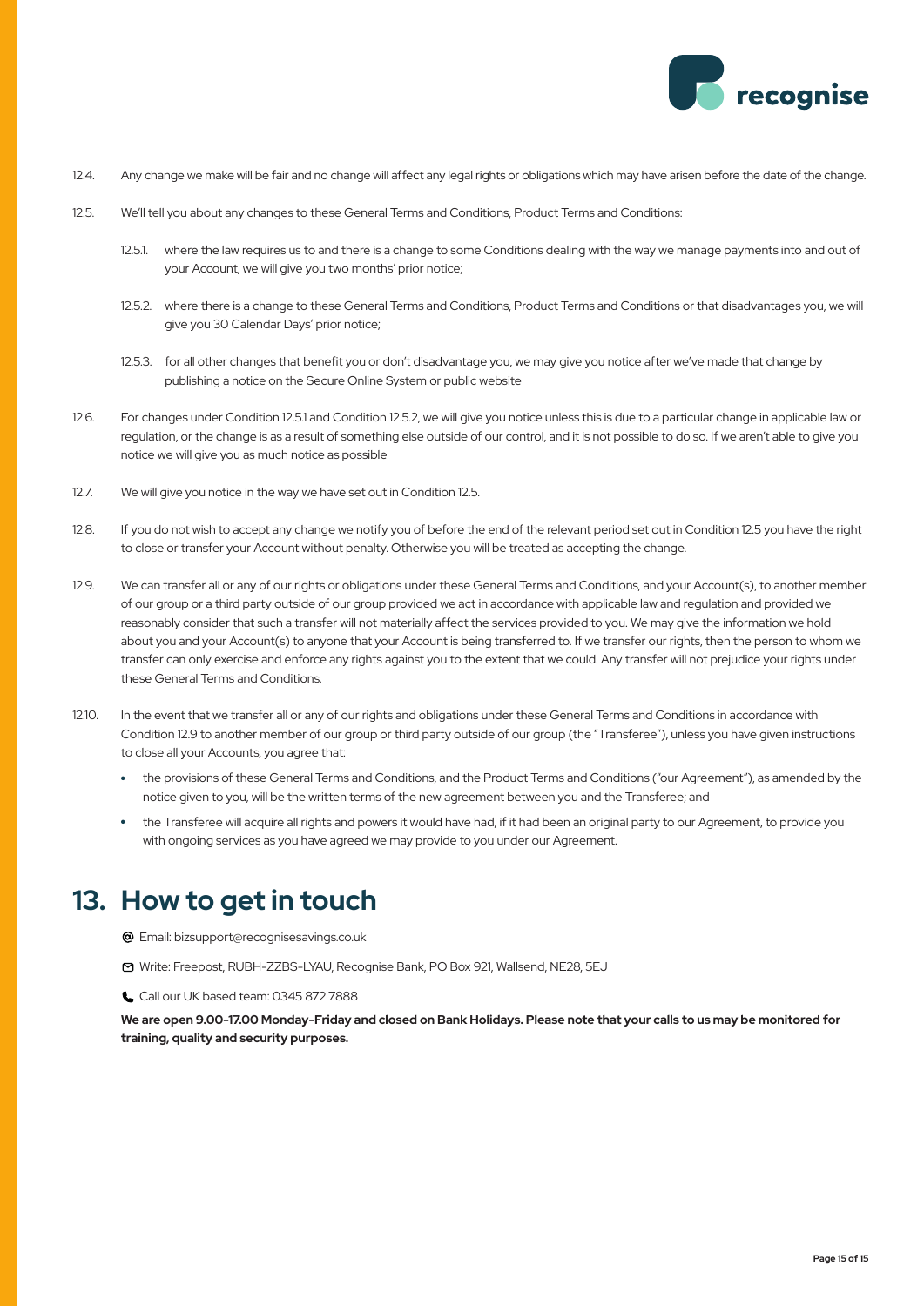12.4. Any change we make will be fair and no change will affect any legal rights or obligations which may have arisen before the date of the change.

12.5. We'll tell you about any changes to these General Terms and Conditions, Product Terms and Conditions:

- 12.5.1. where the law requires us to and there is a change to some Conditions dealing with the way we manage payments into and out of your Account, we will give you two months' prior notice;
- 12.5.2. where there is a change to these General Terms and Conditions, Product Terms and Conditions or that disadvantages you, we will give you 30 Calendar Days' prior notice;
- 12.5.3. for all other changes that benefit you or don't disadvantage you, we may give you notice after we've made that change by publishing a notice on the Secure Online System or public website

12.6. For changes under Condition 12.5.1 and Condition 12.5.2, we will give you notice unless this is due to a particular change in applicable law or regulation, or the change is as a result of something else outside of our control, and it is not possible to do so. If we aren't able to give you notice we will give you as much notice as possible

12.7. We will give you notice in the way we have set out in Condition 12.5.

12.8. If you do not wish to accept any change we notify you of before the end of the relevant period set out in Condition 12.5 you have the right to close or transfer your Account without penalty. Otherwise you will be treated as accepting the change.

12.9. We can transfer all or any of our rights or obligations under these General Terms and Conditions, and your Account(s), to another member of our group or a third party outside of our group provided we act in accordance with applicable law and regulation and provided we reasonably consider that such a transfer will not materially affect the services provided to you. We may give the information we hold about you and your Account(s) to anyone that your Account is being transferred to. If we transfer our rights, then the person to whom we transfer can only exercise and enforce any rights against you to the extent that we could. Any transfer will not prejudice your rights under these General Terms and Conditions.

12.10. In the event that we transfer all or any of our rights and obligations under these General Terms and Conditions in accordance with Condition 12.9 to another member of our group or third party outside of our group (the "Transferee"), unless you have given instructions to close all your Accounts, you agree that:

- the provisions of these General Terms and Conditions, and the Product Terms and Conditions ("our Agreement"), as amended by the notice given to you, will be the written terms of the new agreement between you and the Transferee; and
- the Transferee will acquire all rights and powers it would have had, if it had been an original party to our Agreement, to provide you with ongoing services as you have agreed we may provide to you under our Agreement.

# 13. How to get in touch

Email: bizsupport@recognisesavings.co.uk

Write: Freepost, RUBH-ZZBS-LYAU, Recognise Bank, PO Box 921, Wallsend, NE28, 5EJ

Call our UK based team: 0345 872 7888

**We are open 9.00-17.00 Monday-Friday and closed on Bank Holidays. Please note that your calls to us may be monitored for training, quality and security purposes.**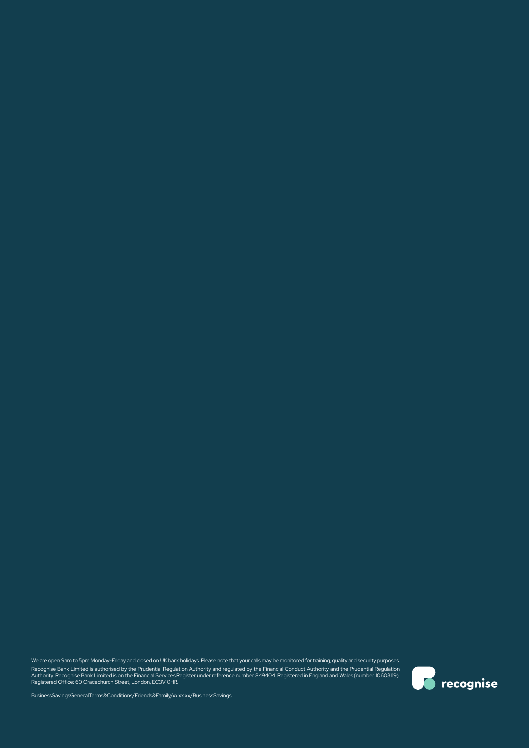We are open 9am to 5pm Monday-Friday and closed on UK bank holidays. Please note that your calls may be monitored for training, quality and security purposes.

Recognise Bank Limited is authorised by the Prudential Regulation Authority and regulated by the Financial Conduct Authority and the Prudential Regulation Authority. Recognise Bank Limited is on the Financial Services Register under reference number 849404. Registered in England and Wales (number 10603119). Registered Office: 60 Gracechurch Street, London, EC3V 0HR.

BusinessSavingsGeneralTerms&Conditions/Friends&Family/xx.xx.xx/BusinessSavings

recognise